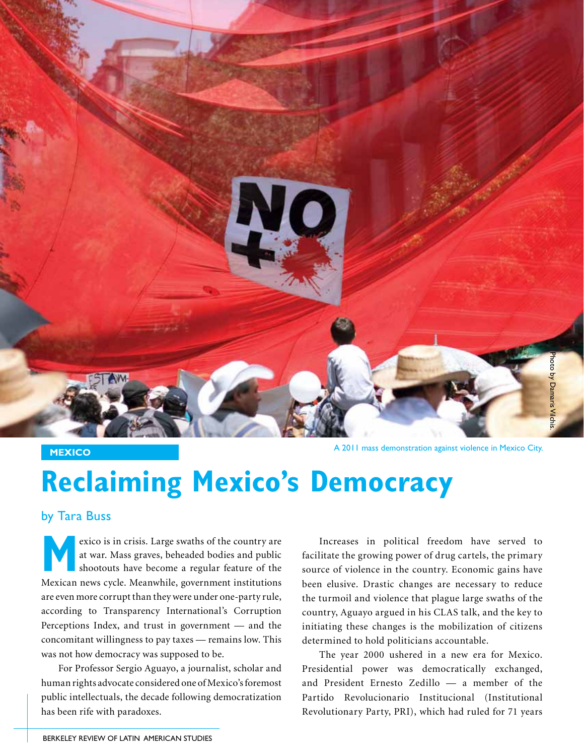A 2011 mass demonstration against violence in Mexico City.

Photo by Damaris Vilchis.

MEXICO

# Reclaiming Mexico's Democracy

by Tara Buss

Mexico is in crisis. Large swaths of the country are at war. Mass graves, beheaded bodies and public shootouts have become a regular feature of the Mexican news cycle. Meanwhile, government institutions are even more corrupt than they were under one-party rule, according to Transparency International's Corruption Perceptions Index, and trust in government — and the concomitant willingness to pay taxes — remains low. This was not how democracy was supposed to be.

For Professor Sergio Aguayo, a journalist, scholar and human rights advocate considered one of Mexico's foremost public intellectuals, the decade following democratization has been rife with paradoxes.

Increases in political freedom have served to facilitate the growing power of drug cartels, the primary source of violence in the country. Economic gains have been elusive. Drastic changes are necessary to reduce the turmoil and violence that plague large swaths of the country, Aguayo argued in his CLAS talk, and the key to initiating these changes is the mobilization of citizens determined to hold politicians accountable.

The year 2000 ushered in a new era for Mexico. Presidential power was democratically exchanged, and President Ernesto Zedillo — a member of the Partido Revolucionario Institucional (Institutional Revolutionary Party, PRI), which had ruled for 71 years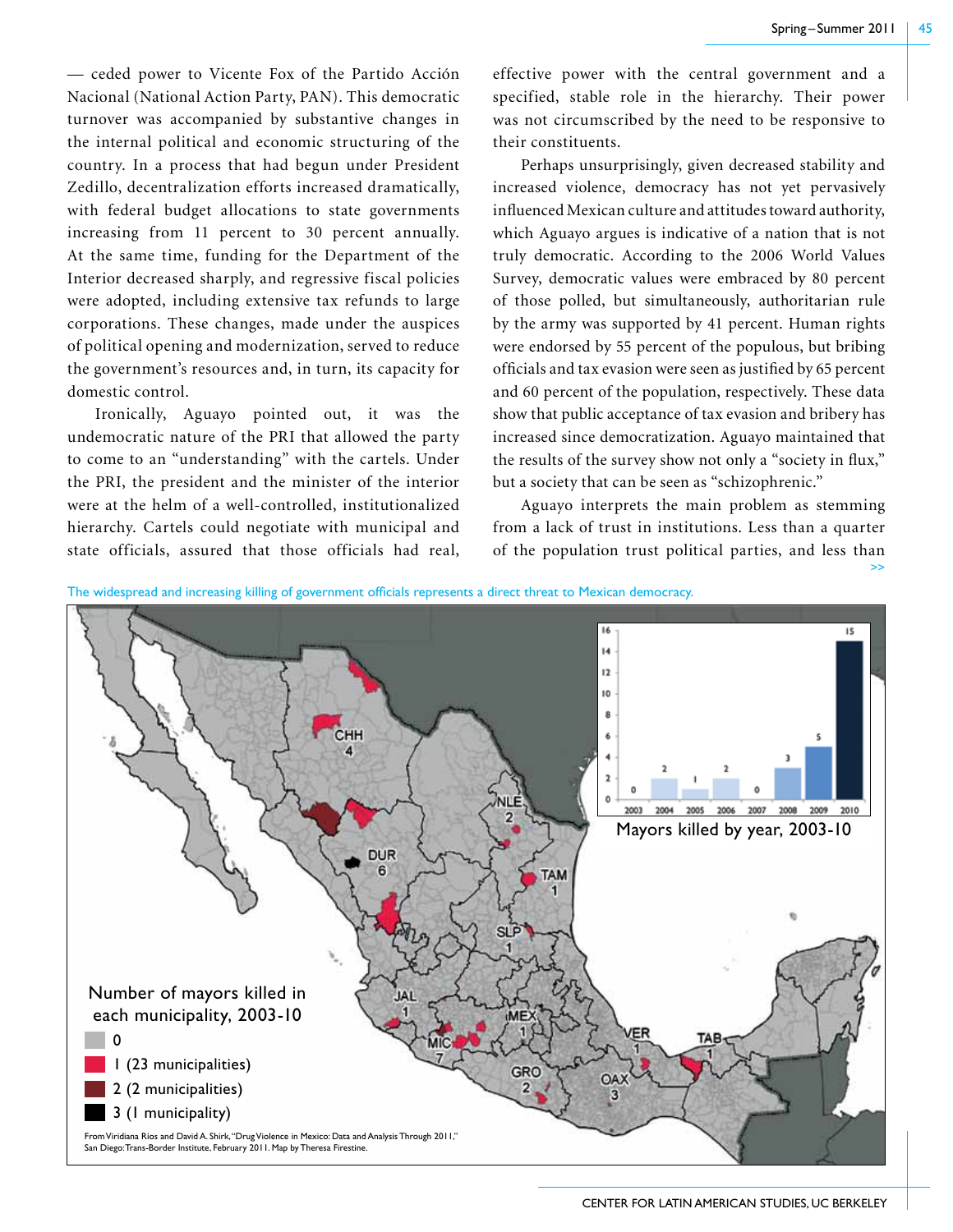— ceded power to Vicente Fox of the Partido Acción Nacional (National Action Party, PAN). This democratic turnover was accompanied by substantive changes in the internal political and economic structuring of the country. In a process that had begun under President Zedillo, decentralization efforts increased dramatically, with federal budget allocations to state governments increasing from 11 percent to 30 percent annually. At the same time, funding for the Department of the Interior decreased sharply, and regressive fiscal policies were adopted, including extensive tax refunds to large corporations. These changes, made under the auspices of political opening and modernization, served to reduce the government's resources and, in turn, its capacity for domestic control.

Ironically, Aguayo pointed out, it was the undemocratic nature of the PRI that allowed the party to come to an "understanding" with the cartels. Under the PRI, the president and the minister of the interior were at the helm of a well-controlled, institutionalized hierarchy. Cartels could negotiate with municipal and state officials, assured that those officials had real, effective power with the central government and a specified, stable role in the hierarchy. Their power was not circumscribed by the need to be responsive to their constituents.

Perhaps unsurprisingly, given decreased stability and increased violence, democracy has not yet pervasively influenced Mexican culture and attitudes toward authority, which Aguayo argues is indicative of a nation that is not truly democratic. According to the 2006 World Values Survey, democratic values were embraced by 80 percent of those polled, but simultaneously, authoritarian rule by the army was supported by 41 percent. Human rights were endorsed by 55 percent of the populous, but bribing officials and tax evasion were seen as justified by 65 percent and 60 percent of the population, respectively. These data show that public acceptance of tax evasion and bribery has increased since democratization. Aguayo maintained that the results of the survey show not only a "society in flux," but a society that can be seen as "schizophrenic."

Aguayo interprets the main problem as stemming from a lack of trust in institutions. Less than a quarter of the population trust political parties, and less than >>

The widespread and increasing killing of government officials represents a direct threat to Mexican democracy.

Mayors killed by year, 2003-10

| Year | 2003 | 2004 | 2005 | 2006 | 2007 | 2008 | 2009 | 2010 |
|---|---|---|---|---|---|---|---|---|
| Mayors killed | 0 | 2 | 1 | 2 | 0 | 3 | 5 | 15 |

Number of mayors killed in each municipality, 2003-10

- 0
- 1 (23 municipalities)
- 2 (2 municipalities)
- 3 (1 municipality)

CHH 4, NLE 2, DUR 6, TAM 1, SLP 1, JAL 1, MIC 7, MEX 1, GRO 2, VER 1, OAX 3, TAB 1

From Viridiana Ríos and David A. Shirk, "Drug Violence in Mexico: Data and Analysis Through 2011," San Diego: Trans-Border Institute, February 2011. Map by Theresa Firestine.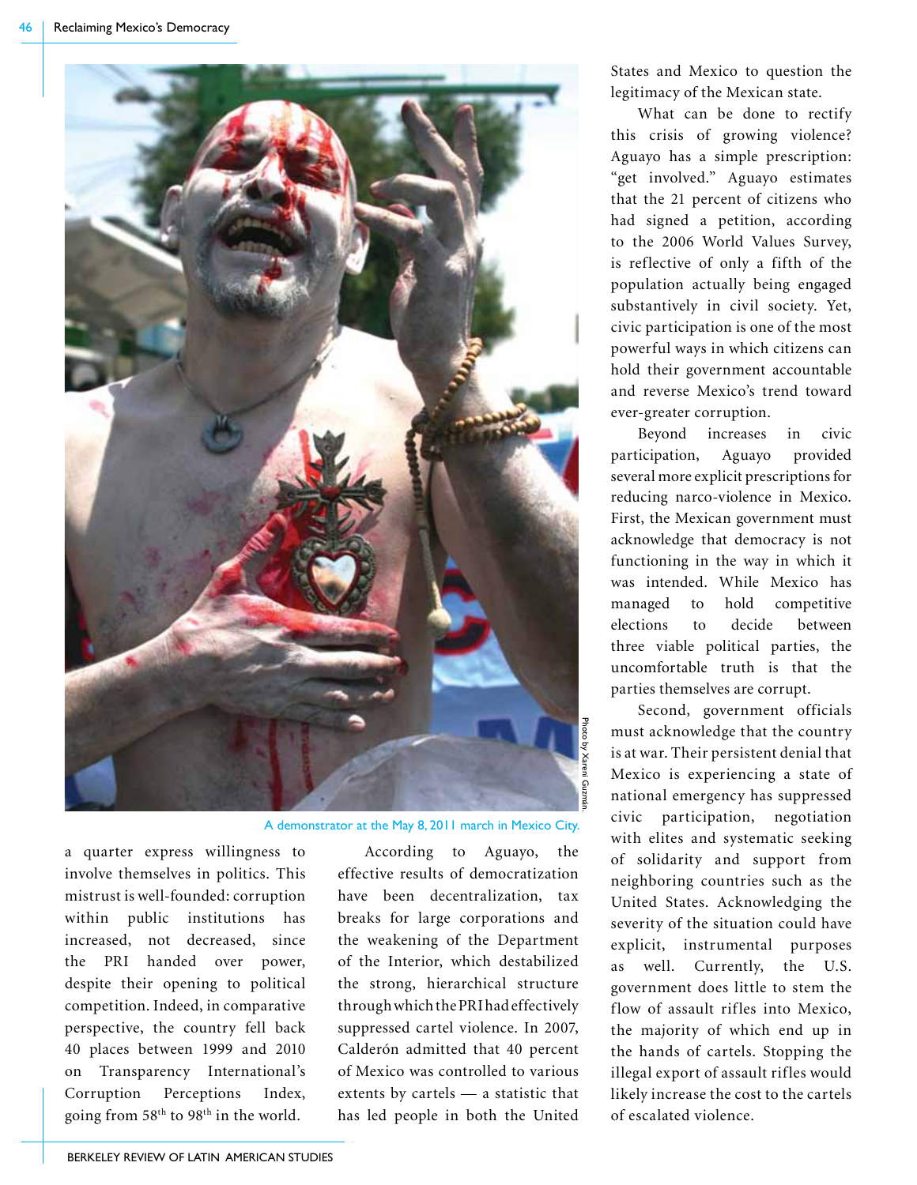A demonstrator at the May 8, 2011 march in Mexico City.

Photo by Xareni Guzmán.

a quarter express willingness to involve themselves in politics. This mistrust is well-founded: corruption within public institutions has increased, not decreased, since the PRI handed over power, despite their opening to political competition. Indeed, in comparative perspective, the country fell back 40 places between 1999 and 2010 on Transparency International's Corruption Perceptions Index, going from 58th to 98th in the world.

According to Aguayo, the effective results of democratization have been decentralization, tax breaks for large corporations and the weakening of the Department of the Interior, which destabilized the strong, hierarchical structure through which the PRI had effectively suppressed cartel violence. In 2007, Calderón admitted that 40 percent of Mexico was controlled to various extents by cartels — a statistic that has led people in both the United States and Mexico to question the legitimacy of the Mexican state.

What can be done to rectify this crisis of growing violence? Aguayo has a simple prescription: "get involved." Aguayo estimates that the 21 percent of citizens who had signed a petition, according to the 2006 World Values Survey, is reflective of only a fifth of the population actually being engaged substantively in civil society. Yet, civic participation is one of the most powerful ways in which citizens can hold their government accountable and reverse Mexico's trend toward ever-greater corruption.

Beyond increases in civic participation, Aguayo provided several more explicit prescriptions for reducing narco-violence in Mexico. First, the Mexican government must acknowledge that democracy is not functioning in the way in which it was intended. While Mexico has managed to hold competitive elections to decide between three viable political parties, the uncomfortable truth is that the parties themselves are corrupt.

Second, government officials must acknowledge that the country is at war. Their persistent denial that Mexico is experiencing a state of national emergency has suppressed civic participation, negotiation with elites and systematic seeking of solidarity and support from neighboring countries such as the United States. Acknowledging the severity of the situation could have explicit, instrumental purposes as well. Currently, the U.S. government does little to stem the flow of assault rifles into Mexico, the majority of which end up in the hands of cartels. Stopping the illegal export of assault rifles would likely increase the cost to the cartels of escalated violence.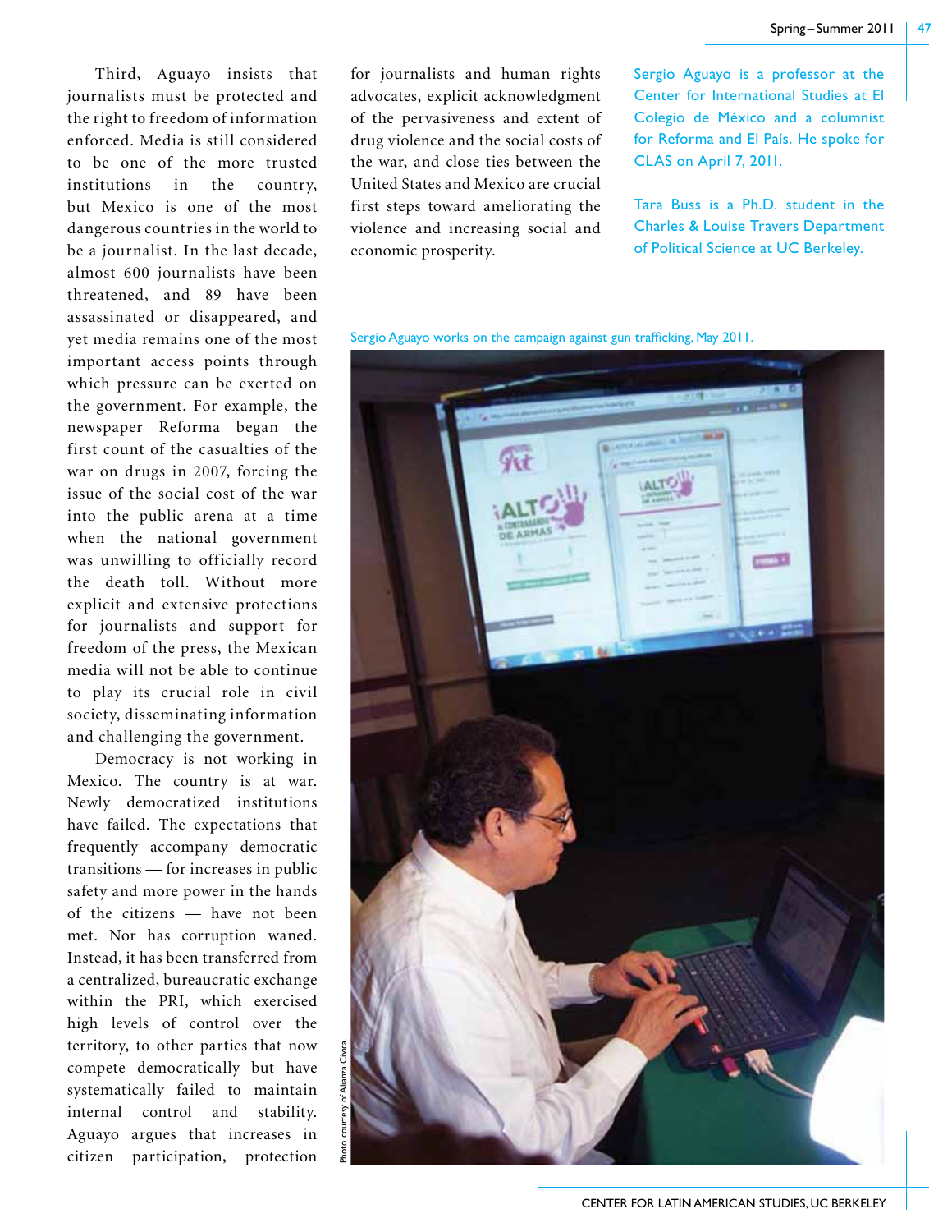Third, Aguayo insists that journalists must be protected and the right to freedom of information enforced. Media is still considered to be one of the more trusted institutions in the country, but Mexico is one of the most dangerous countries in the world to be a journalist. In the last decade, almost 600 journalists have been threatened, and 89 have been assassinated or disappeared, and yet media remains one of the most important access points through which pressure can be exerted on the government. For example, the newspaper Reforma began the first count of the casualties of the war on drugs in 2007, forcing the issue of the social cost of the war into the public arena at a time when the national government was unwilling to officially record the death toll. Without more explicit and extensive protections for journalists and support for freedom of the press, the Mexican media will not be able to continue to play its crucial role in civil society, disseminating information and challenging the government.

Democracy is not working in Mexico. The country is at war. Newly democratized institutions have failed. The expectations that frequently accompany democratic transitions — for increases in public safety and more power in the hands of the citizens — have not been met. Nor has corruption waned. Instead, it has been transferred from a centralized, bureaucratic exchange within the PRI, which exercised high levels of control over the territory, to other parties that now compete democratically but have systematically failed to maintain internal control and stability. Aguayo argues that increases in citizen participation, protection for journalists and human rights advocates, explicit acknowledgment of the pervasiveness and extent of drug violence and the social costs of the war, and close ties between the United States and Mexico are crucial first steps toward ameliorating the violence and increasing social and economic prosperity.

Sergio Aguayo is a professor at the Center for International Studies at El Colegio de México and a columnist for Reforma and El País. He spoke for CLAS on April 7, 2011.

Tara Buss is a Ph.D. student in the Charles & Louise Travers Department of Political Science at UC Berkeley.

Sergio Aguayo works on the campaign against gun trafficking, May 2011.

Photo courtesy of Alianza Cívica.